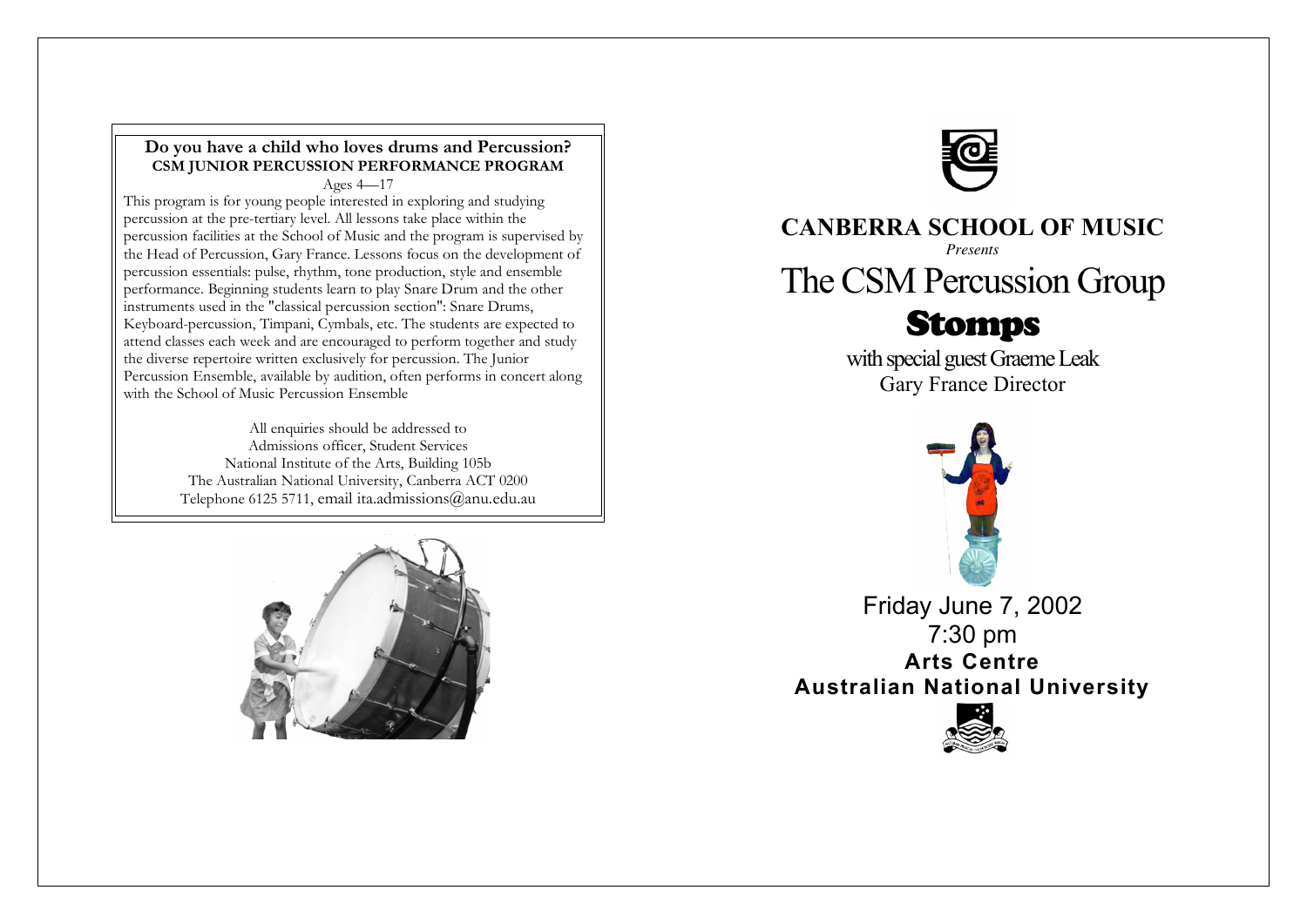**Do you have a child who loves drums and Percussion?**
**CSM JUNIOR PERCUSSION PERFORMANCE PROGRAM**
Ages 4—17

This program is for young people interested in exploring and studying percussion at the pre-tertiary level. All lessons take place within the percussion facilities at the School of Music and the program is supervised by the Head of Percussion, Gary France. Lessons focus on the development of percussion essentials: pulse, rhythm, tone production, style and ensemble performance. Beginning students learn to play Snare Drum and the other instruments used in the "classical percussion section": Snare Drums, Keyboard-percussion, Timpani, Cymbals, etc. The students are expected to attend classes each week and are encouraged to perform together and study the diverse repertoire written exclusively for percussion. The Junior Percussion Ensemble, available by audition, often performs in concert along with the School of Music Percussion Ensemble

All enquiries should be addressed to
Admissions officer, Student Services
National Institute of the Arts, Building 105b
The Australian National University, Canberra ACT 0200
Telephone 6125 5711, email ita.admissions@anu.edu.au

# CANBERRA SCHOOL OF MUSIC

*Presents*

# The CSM Percussion Group

# Stomps

with special guest Graeme Leak
Gary France Director

Friday June 7, 2002
7:30 pm
**Arts Centre**
**Australian National University**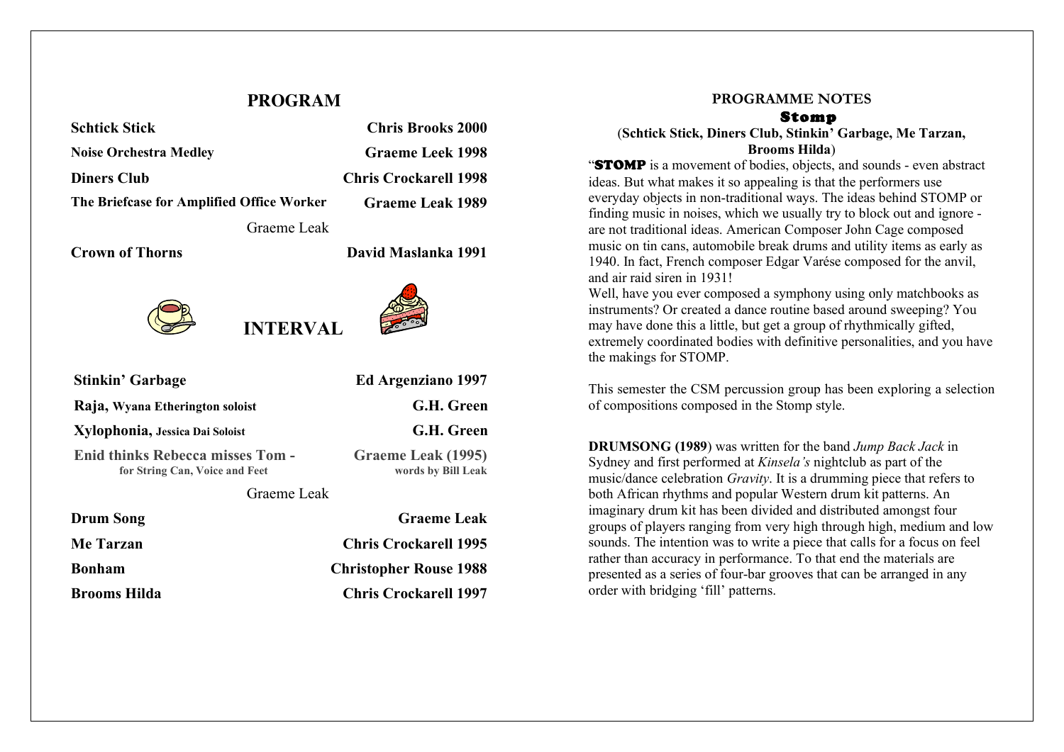## PROGRAM

| | |
|---|---|
| **Schtick Stick** | **Chris Brooks 2000** |
| **Noise Orchestra Medley** | **Graeme Leek 1998** |
| **Diners Club** | **Chris Crockarell 1998** |
| **The Briefcase for Amplified Office Worker** | **Graeme Leak 1989** |

Graeme Leak

| | |
|---|---|
| **Crown of Thorns** | **David Maslanka 1991** |

## INTERVAL

| | |
|---|---|
| **Stinkin' Garbage** | **Ed Argenziano 1997** |
| **Raja, Wyana Etherington soloist** | **G.H. Green** |
| **Xylophonia, Jessica Dai Soloist** | **G.H. Green** |
| **Enid thinks Rebecca misses Tom -** for String Can, Voice and Feet | **Graeme Leak (1995)** words by Bill Leak |

Graeme Leak

| | |
|---|---|
| **Drum Song** | **Graeme Leak** |
| **Me Tarzan** | **Chris Crockarell 1995** |
| **Bonham** | **Christopher Rouse 1988** |
| **Brooms Hilda** | **Chris Crockarell 1997** |

## PROGRAMME NOTES

### Stomp

(**Schtick Stick, Diners Club, Stinkin' Garbage, Me Tarzan, Brooms Hilda**)

"**STOMP** is a movement of bodies, objects, and sounds - even abstract ideas. But what makes it so appealing is that the performers use everyday objects in non-traditional ways. The ideas behind STOMP or finding music in noises, which we usually try to block out and ignore - are not traditional ideas. American Composer John Cage composed music on tin cans, automobile break drums and utility items as early as 1940. In fact, French composer Edgar Varése composed for the anvil, and air raid siren in 1931!

Well, have you ever composed a symphony using only matchbooks as instruments? Or created a dance routine based around sweeping? You may have done this a little, but get a group of rhythmically gifted, extremely coordinated bodies with definitive personalities, and you have the makings for STOMP.

This semester the CSM percussion group has been exploring a selection of compositions composed in the Stomp style.

**DRUMSONG (1989**) was written for the band *Jump Back Jack* in Sydney and first performed at *Kinsela's* nightclub as part of the music/dance celebration *Gravity*. It is a drumming piece that refers to both African rhythms and popular Western drum kit patterns. An imaginary drum kit has been divided and distributed amongst four groups of players ranging from very high through high, medium and low sounds. The intention was to write a piece that calls for a focus on feel rather than accuracy in performance. To that end the materials are presented as a series of four-bar grooves that can be arranged in any order with bridging 'fill' patterns.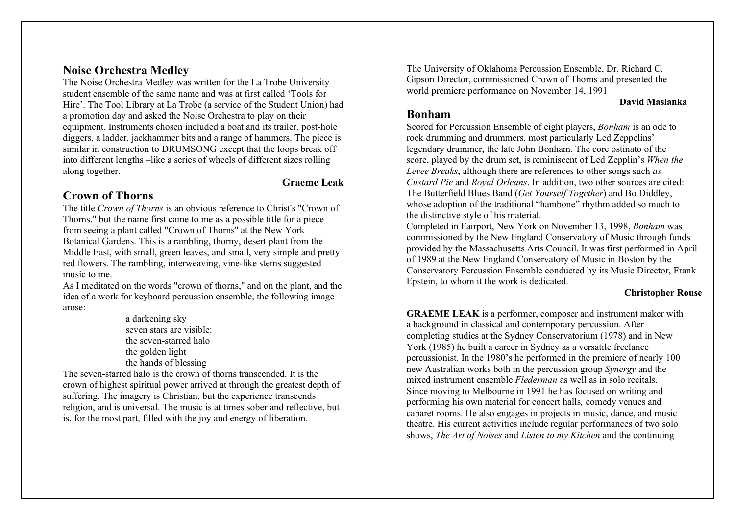## Noise Orchestra Medley

The Noise Orchestra Medley was written for the La Trobe University student ensemble of the same name and was at first called 'Tools for Hire'. The Tool Library at La Trobe (a service of the Student Union) had a promotion day and asked the Noise Orchestra to play on their equipment. Instruments chosen included a boat and its trailer, post-hole diggers, a ladder, jackhammer bits and a range of hammers. The piece is similar in construction to DRUMSONG except that the loops break off into different lengths –like a series of wheels of different sizes rolling along together.

**Graeme Leak**

## Crown of Thorns

The title *Crown of Thorns* is an obvious reference to Christ's "Crown of Thorns," but the name first came to me as a possible title for a piece from seeing a plant called "Crown of Thorns" at the New York Botanical Gardens. This is a rambling, thorny, desert plant from the Middle East, with small, green leaves, and small, very simple and pretty red flowers. The rambling, interweaving, vine-like stems suggested music to me.

As I meditated on the words "crown of thorns," and on the plant, and the idea of a work for keyboard percussion ensemble, the following image arose:

> a darkening sky
> seven stars are visible:
> the seven-starred halo
> the golden light
> the hands of blessing

The seven-starred halo is the crown of thorns transcended. It is the crown of highest spiritual power arrived at through the greatest depth of suffering. The imagery is Christian, but the experience transcends religion, and is universal. The music is at times sober and reflective, but is, for the most part, filled with the joy and energy of liberation.

The University of Oklahoma Percussion Ensemble, Dr. Richard C. Gipson Director, commissioned Crown of Thorns and presented the world premiere performance on November 14, 1991

**David Maslanka**

## Bonham

Scored for Percussion Ensemble of eight players, *Bonham* is an ode to rock drumming and drummers, most particularly Led Zeppelins' legendary drummer, the late John Bonham. The core ostinato of the score, played by the drum set, is reminiscent of Led Zepplin's *When the Levee Breaks*, although there are references to other songs such *as Custard Pie* and *Royal Orleans*. In addition, two other sources are cited: The Butterfield Blues Band (*Get Yourself Together*) and Bo Diddley, whose adoption of the traditional "hambone" rhythm added so much to the distinctive style of his material.

Completed in Fairport, New York on November 13, 1998, *Bonham* was commissioned by the New England Conservatory of Music through funds provided by the Massachusetts Arts Council. It was first performed in April of 1989 at the New England Conservatory of Music in Boston by the Conservatory Percussion Ensemble conducted by its Music Director, Frank Epstein, to whom it the work is dedicated.

**Christopher Rouse**

**GRAEME LEAK** is a performer, composer and instrument maker with a background in classical and contemporary percussion. After completing studies at the Sydney Conservatorium (1978) and in New York (1985) he built a career in Sydney as a versatile freelance percussionist. In the 1980's he performed in the premiere of nearly 100 new Australian works both in the percussion group *Synergy* and the mixed instrument ensemble *Flederman* as well as in solo recitals. Since moving to Melbourne in 1991 he has focused on writing and performing his own material for concert halls, comedy venues and cabaret rooms. He also engages in projects in music, dance, and music theatre. His current activities include regular performances of two solo shows, *The Art of Noises* and *Listen to my Kitchen* and the continuing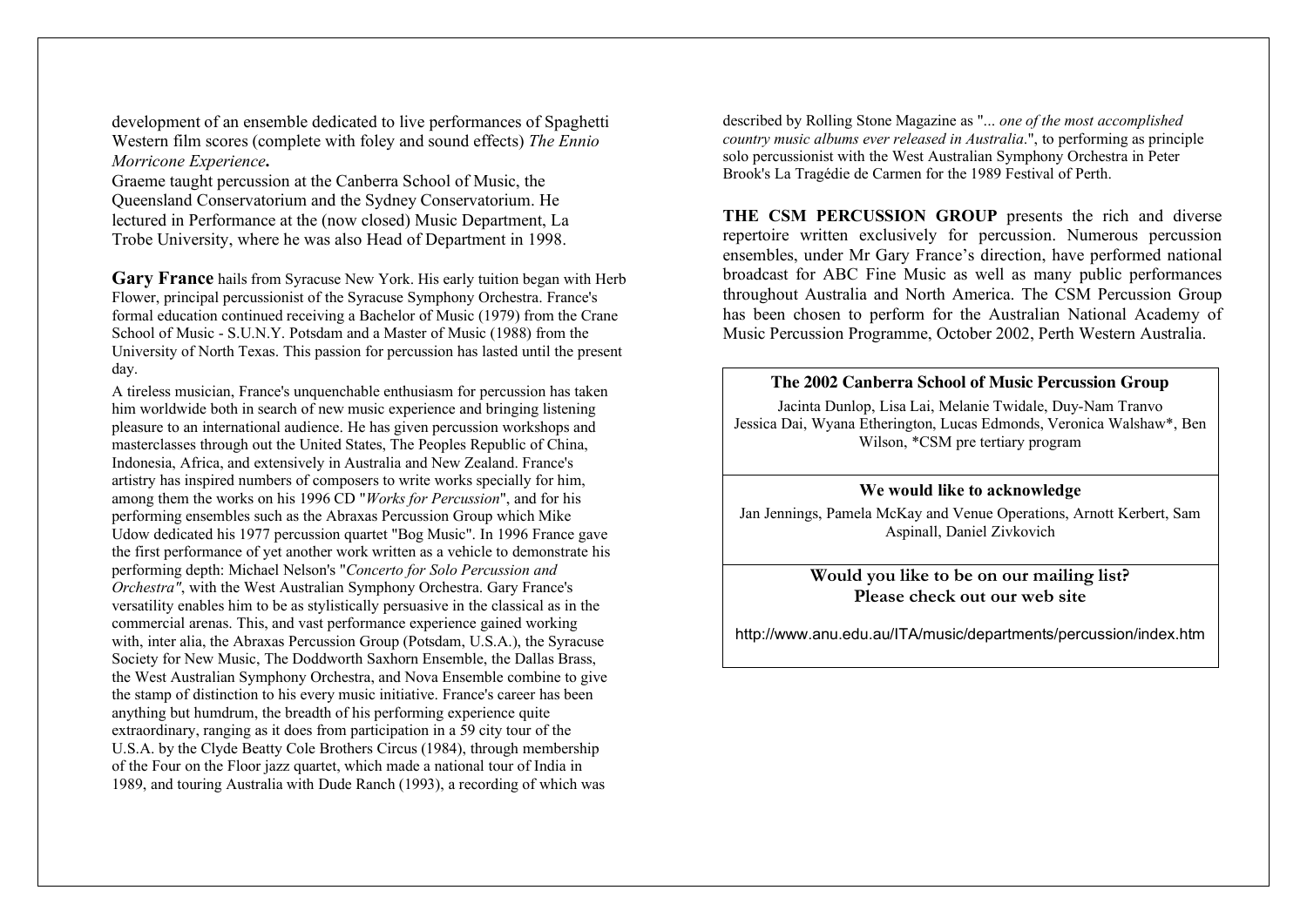development of an ensemble dedicated to live performances of Spaghetti Western film scores (complete with foley and sound effects) *The Ennio Morricone Experience***.**

Graeme taught percussion at the Canberra School of Music, the Queensland Conservatorium and the Sydney Conservatorium. He lectured in Performance at the (now closed) Music Department, La Trobe University, where he was also Head of Department in 1998.

**Gary France** hails from Syracuse New York. His early tuition began with Herb Flower, principal percussionist of the Syracuse Symphony Orchestra. France's formal education continued receiving a Bachelor of Music (1979) from the Crane School of Music - S.U.N.Y. Potsdam and a Master of Music (1988) from the University of North Texas. This passion for percussion has lasted until the present day.

A tireless musician, France's unquenchable enthusiasm for percussion has taken him worldwide both in search of new music experience and bringing listening pleasure to an international audience. He has given percussion workshops and masterclasses through out the United States, The Peoples Republic of China, Indonesia, Africa, and extensively in Australia and New Zealand. France's artistry has inspired numbers of composers to write works specially for him, among them the works on his 1996 CD "*Works for Percussion*", and for his performing ensembles such as the Abraxas Percussion Group which Mike Udow dedicated his 1977 percussion quartet "Bog Music". In 1996 France gave the first performance of yet another work written as a vehicle to demonstrate his performing depth: Michael Nelson's "*Concerto for Solo Percussion and Orchestra"*, with the West Australian Symphony Orchestra. Gary France's versatility enables him to be as stylistically persuasive in the classical as in the commercial arenas. This, and vast performance experience gained working with, inter alia, the Abraxas Percussion Group (Potsdam, U.S.A.), the Syracuse Society for New Music, The Doddworth Saxhorn Ensemble, the Dallas Brass, the West Australian Symphony Orchestra, and Nova Ensemble combine to give the stamp of distinction to his every music initiative. France's career has been anything but humdrum, the breadth of his performing experience quite extraordinary, ranging as it does from participation in a 59 city tour of the U.S.A. by the Clyde Beatty Cole Brothers Circus (1984), through membership of the Four on the Floor jazz quartet, which made a national tour of India in 1989, and touring Australia with Dude Ranch (1993), a recording of which was described by Rolling Stone Magazine as "*... one of the most accomplished country music albums ever released in Australia*.", to performing as principle solo percussionist with the West Australian Symphony Orchestra in Peter Brook's La Tragédie de Carmen for the 1989 Festival of Perth.

**THE CSM PERCUSSION GROUP** presents the rich and diverse repertoire written exclusively for percussion. Numerous percussion ensembles, under Mr Gary France's direction, have performed national broadcast for ABC Fine Music as well as many public performances throughout Australia and North America. The CSM Percussion Group has been chosen to perform for the Australian National Academy of Music Percussion Programme, October 2002, Perth Western Australia.

**The 2002 Canberra School of Music Percussion Group**

Jacinta Dunlop, Lisa Lai, Melanie Twidale, Duy-Nam Tranvo
Jessica Dai, Wyana Etherington, Lucas Edmonds, Veronica Walshaw*, Ben Wilson, *CSM pre tertiary program

**We would like to acknowledge**

Jan Jennings, Pamela McKay and Venue Operations, Arnott Kerbert, Sam Aspinall, Daniel Zivkovich

**Would you like to be on our mailing list?**
**Please check out our web site**

http://www.anu.edu.au/ITA/music/departments/percussion/index.htm